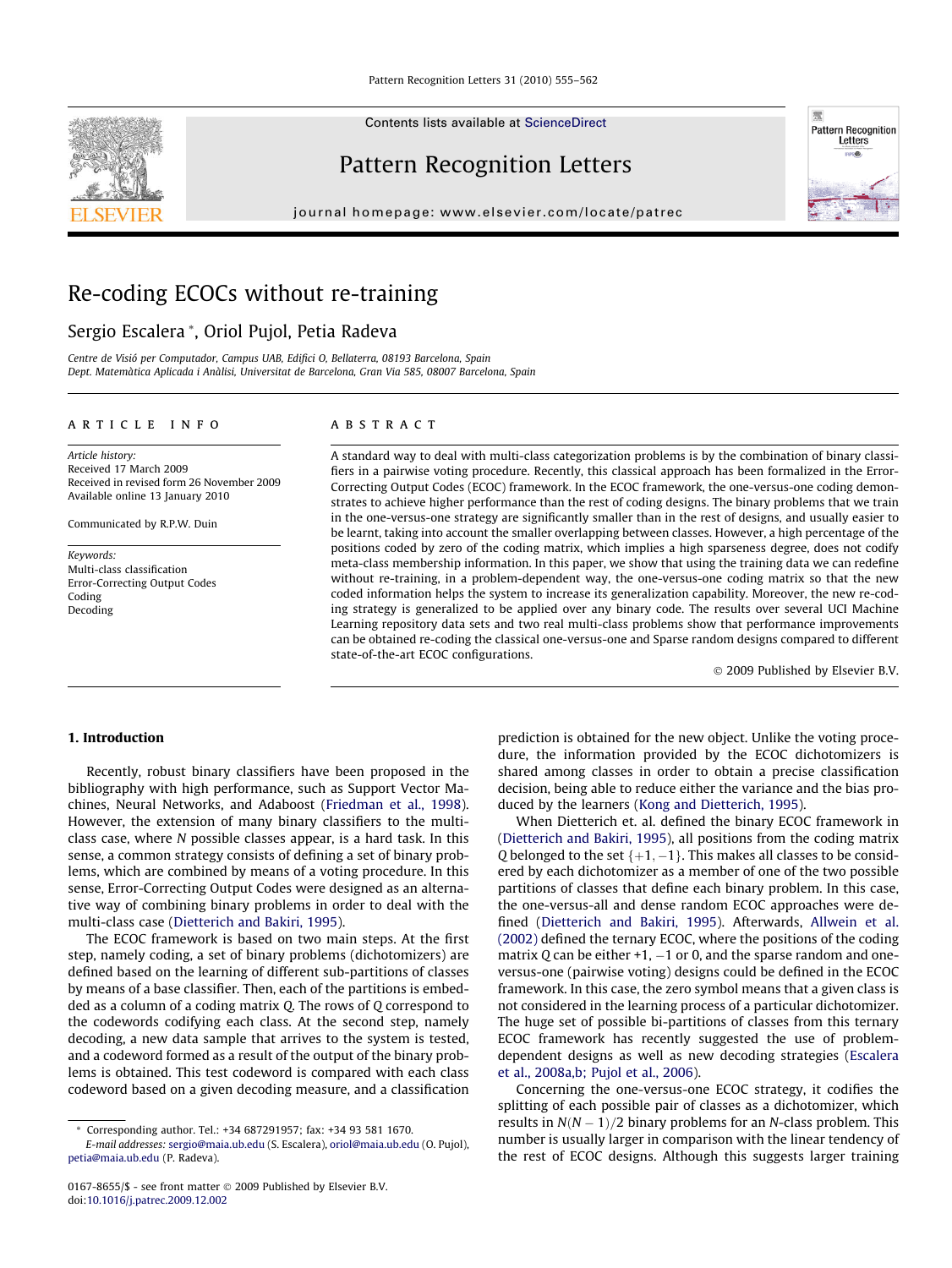# Re-coding ECOCs without re-training

Sergio Escalera *, Oriol Pujol, Petia Radeva

*Centre de Visió per Computador, Campus UAB, Edifici O, Bellaterra, 08193 Barcelona, Spain*
*Dept. Matemàtica Aplicada i Anàlisi, Universitat de Barcelona, Gran Via 585, 08007 Barcelona, Spain*

ARTICLE INFO

*Article history:*
Received 17 March 2009
Received in revised form 26 November 2009
Available online 13 January 2010

Communicated by R.P.W. Duin

*Keywords:*
Multi-class classification
Error-Correcting Output Codes
Coding
Decoding

ABSTRACT

A standard way to deal with multi-class categorization problems is by the combination of binary classifiers in a pairwise voting procedure. Recently, this classical approach has been formalized in the Error-Correcting Output Codes (ECOC) framework. In the ECOC framework, the one-versus-one coding demonstrates to achieve higher performance than the rest of coding designs. The binary problems that we train in the one-versus-one strategy are significantly smaller than in the rest of designs, and usually easier to be learnt, taking into account the smaller overlapping between classes. However, a high percentage of the positions coded by zero of the coding matrix, which implies a high sparseness degree, does not codify meta-class membership information. In this paper, we show that using the training data we can redefine without re-training, in a problem-dependent way, the one-versus-one coding matrix so that the new coded information helps the system to increase its generalization capability. Moreover, the new re-coding strategy is generalized to be applied over any binary code. The results over several UCI Machine Learning repository data sets and two real multi-class problems show that performance improvements can be obtained re-coding the classical one-versus-one and Sparse random designs compared to different state-of-the-art ECOC configurations.

© 2009 Published by Elsevier B.V.

## 1. Introduction

Recently, robust binary classifiers have been proposed in the bibliography with high performance, such as Support Vector Machines, Neural Networks, and Adaboost (Friedman et al., 1998). However, the extension of many binary classifiers to the multi-class case, where $N$ possible classes appear, is a hard task. In this sense, a common strategy consists of defining a set of binary problems, which are combined by means of a voting procedure. In this sense, Error-Correcting Output Codes were designed as an alternative way of combining binary problems in order to deal with the multi-class case (Dietterich and Bakiri, 1995).

The ECOC framework is based on two main steps. At the first step, namely coding, a set of binary problems (dichotomizers) are defined based on the learning of different sub-partitions of classes by means of a base classifier. Then, each of the partitions is embedded as a column of a coding matrix $Q$. The rows of $Q$ correspond to the codewords codifying each class. At the second step, namely decoding, a new data sample that arrives to the system is tested, and a codeword formed as a result of the output of the binary problems is obtained. This test codeword is compared with each class codeword based on a given decoding measure, and a classification prediction is obtained for the new object. Unlike the voting procedure, the information provided by the ECOC dichotomizers is shared among classes in order to obtain a precise classification decision, being able to reduce either the variance and the bias produced by the learners (Kong and Dietterich, 1995).

When Dietterich et. al. defined the binary ECOC framework in (Dietterich and Bakiri, 1995), all positions from the coding matrix $Q$ belonged to the set $\{+1, -1\}$. This makes all classes to be considered by each dichotomizer as a member of one of the two possible partitions of classes that define each binary problem. In this case, the one-versus-all and dense random ECOC approaches were defined (Dietterich and Bakiri, 1995). Afterwards, Allwein et al. (2002) defined the ternary ECOC, where the positions of the coding matrix $Q$ can be either +1, $-1$ or 0, and the sparse random and one-versus-one (pairwise voting) designs could be defined in the ECOC framework. In this case, the zero symbol means that a given class is not considered in the learning process of a particular dichotomizer. The huge set of possible bi-partitions of classes from this ternary ECOC framework has recently suggested the use of problem-dependent designs as well as new decoding strategies (Escalera et al., 2008a,b; Pujol et al., 2006).

Concerning the one-versus-one ECOC strategy, it codifies the splitting of each possible pair of classes as a dichotomizer, which results in $N(N-1)/2$ binary problems for an $N$-class problem. This number is usually larger in comparison with the linear tendency of the rest of ECOC designs. Although this suggests larger training

---

* Corresponding author. Tel.: +34 687291957; fax: +34 93 581 1670.
*E-mail addresses:* sergio@maia.ub.edu (S. Escalera), oriol@maia.ub.edu (O. Pujol), petia@maia.ub.edu (P. Radeva).

0167-8655/$ - see front matter © 2009 Published by Elsevier B.V.
doi:10.1016/j.patrec.2009.12.002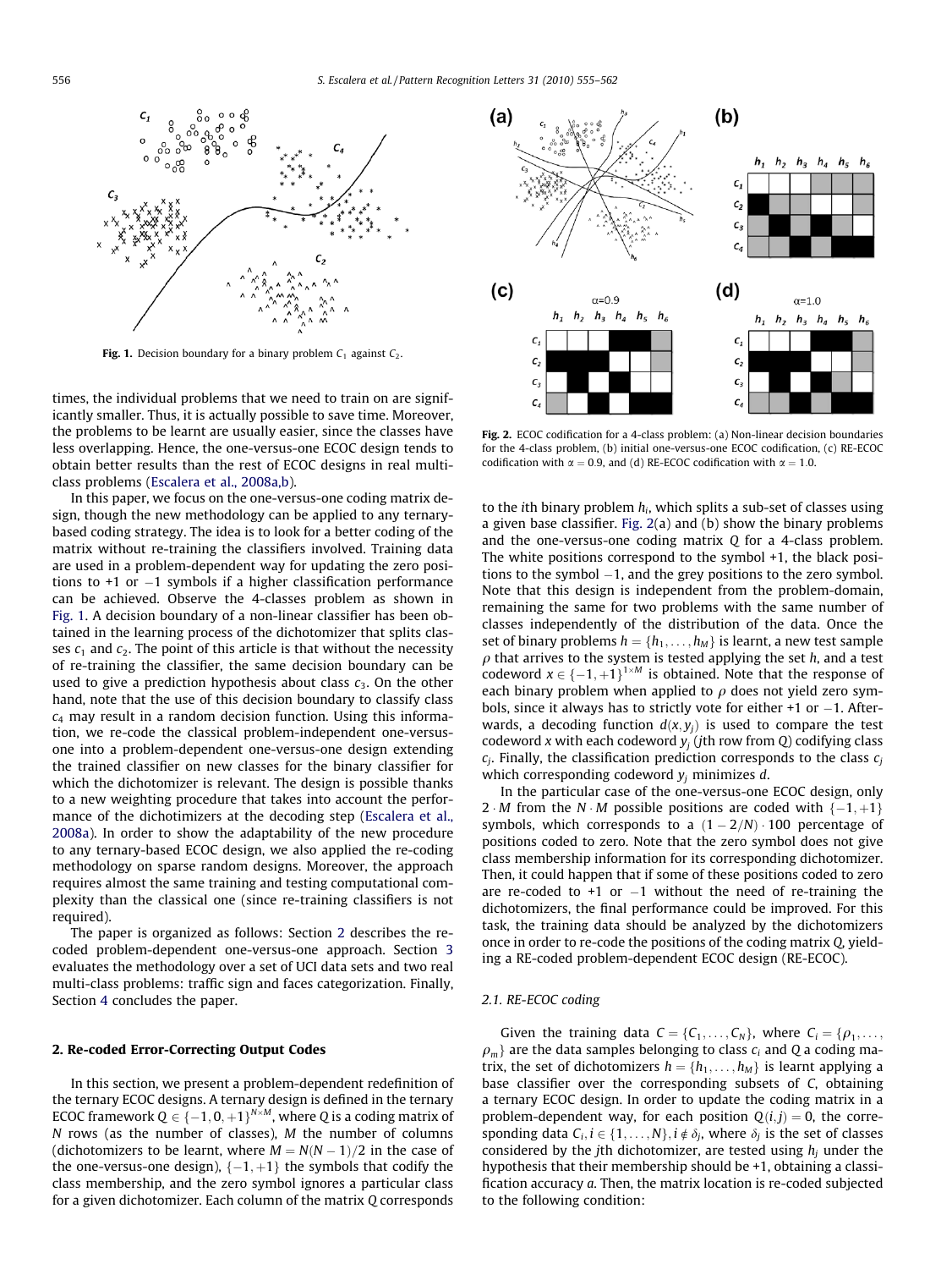Fig. 1. Decision boundary for a binary problem $C_1$ against $C_2$.

times, the individual problems that we need to train on are significantly smaller. Thus, it is actually possible to save time. Moreover, the problems to be learnt are usually easier, since the classes have less overlapping. Hence, the one-versus-one ECOC design tends to obtain better results than the rest of ECOC designs in real multi-class problems (Escalera et al., 2008a,b).

In this paper, we focus on the one-versus-one coding matrix design, though the new methodology can be applied to any ternary-based coding strategy. The idea is to look for a better coding of the matrix without re-training the classifiers involved. Training data are used in a problem-dependent way for updating the zero positions to +1 or −1 symbols if a higher classification performance can be achieved. Observe the 4-classes problem as shown in Fig. 1. A decision boundary of a non-linear classifier has been obtained in the learning process of the dichotomizer that splits classes $c_1$ and $c_2$. The point of this article is that without the necessity of re-training the classifier, the same decision boundary can be used to give a prediction hypothesis about class $c_3$. On the other hand, note that the use of this decision boundary to classify class $c_4$ may result in a random decision function. Using this information, we re-code the classical problem-independent one-versus-one into a problem-dependent one-versus-one design extending the trained classifier on new classes for the binary classifier for which the dichotomizer is relevant. The design is possible thanks to a new weighting procedure that takes into account the performance of the dichotimizers at the decoding step (Escalera et al., 2008a). In order to show the adaptability of the new procedure to any ternary-based ECOC design, we also applied the re-coding methodology on sparse random designs. Moreover, the approach requires almost the same training and testing computational complexity than the classical one (since re-training classifiers is not required).

The paper is organized as follows: Section 2 describes the re-coded problem-dependent one-versus-one approach. Section 3 evaluates the methodology over a set of UCI data sets and two real multi-class problems: traffic sign and faces categorization. Finally, Section 4 concludes the paper.

## 2. Re-coded Error-Correcting Output Codes

In this section, we present a problem-dependent redefinition of the ternary ECOC designs. A ternary design is defined in the ternary ECOC framework $Q \in \{-1, 0, +1\}^{N \times M}$, where $Q$ is a coding matrix of $N$ rows (as the number of classes), $M$ the number of columns (dichotomizers to be learnt, where $M = N(N-1)/2$ in the case of the one-versus-one design), $\{-1, +1\}$ the symbols that codify the class membership, and the zero symbol ignores a particular class for a given dichotomizer. Each column of the matrix $Q$ corresponds to the $i$th binary problem $h_i$, which splits a sub-set of classes using a given base classifier. Fig. 2(a) and (b) show the binary problems and the one-versus-one coding matrix $Q$ for a 4-class problem. The white positions correspond to the symbol +1, the black positions to the symbol −1, and the grey positions to the zero symbol. Note that this design is independent from the problem-domain, remaining the same for two problems with the same number of classes independently of the distribution of the data. Once the set of binary problems $h = \{h_1, \ldots, h_M\}$ is learnt, a new test sample $\rho$ that arrives to the system is tested applying the set $h$, and a test codeword $x \in \{-1, +1\}^{1 \times M}$ is obtained. Note that the response of each binary problem when applied to $\rho$ does not yield zero symbols, since it always has to strictly vote for either +1 or −1. Afterwards, a decoding function $d(x, y_j)$ is used to compare the test codeword $x$ with each codeword $y_j$ ($j$th row from $Q$) codifying class $c_j$. Finally, the classification prediction corresponds to the class $c_j$ which corresponding codeword $y_j$ minimizes $d$.

Fig. 2. ECOC codification for a 4-class problem: (a) Non-linear decision boundaries for the 4-class problem, (b) initial one-versus-one ECOC codification, (c) RE-ECOC codification with $\alpha = 0.9$, and (d) RE-ECOC codification with $\alpha = 1.0$.

In the particular case of the one-versus-one ECOC design, only $2 \cdot M$ from the $N \cdot M$ possible positions are coded with $\{-1, +1\}$ symbols, which corresponds to a $(1 - 2/N) \cdot 100$ percentage of positions coded to zero. Note that the zero symbol does not give class membership information for its corresponding dichotomizer. Then, it could happen that if some of these positions coded to zero are re-coded to +1 or −1 without the need of re-training the dichotomizers, the final performance could be improved. For this task, the training data should be analyzed by the dichotomizers once in order to re-code the positions of the coding matrix $Q$, yielding a RE-coded problem-dependent ECOC design (RE-ECOC).

### 2.1. RE-ECOC coding

Given the training data $C = \{C_1, \ldots, C_N\}$, where $C_i = \{\rho_1, \ldots, \rho_m\}$ are the data samples belonging to class $c_i$ and $Q$ a coding matrix, the set of dichotomizers $h = \{h_1, \ldots, h_M\}$ is learnt applying a base classifier over the corresponding subsets of $C$, obtaining a ternary ECOC design. In order to update the coding matrix in a problem-dependent way, for each position $Q(i, j) = 0$, the corresponding data $C_i, i \in \{1, \ldots, N\}, i \notin \delta_j$, where $\delta_j$ is the set of classes considered by the $j$th dichotomizer, are tested using $h_j$ under the hypothesis that their membership should be +1, obtaining a classification accuracy $a$. Then, the matrix location is re-coded subjected to the following condition: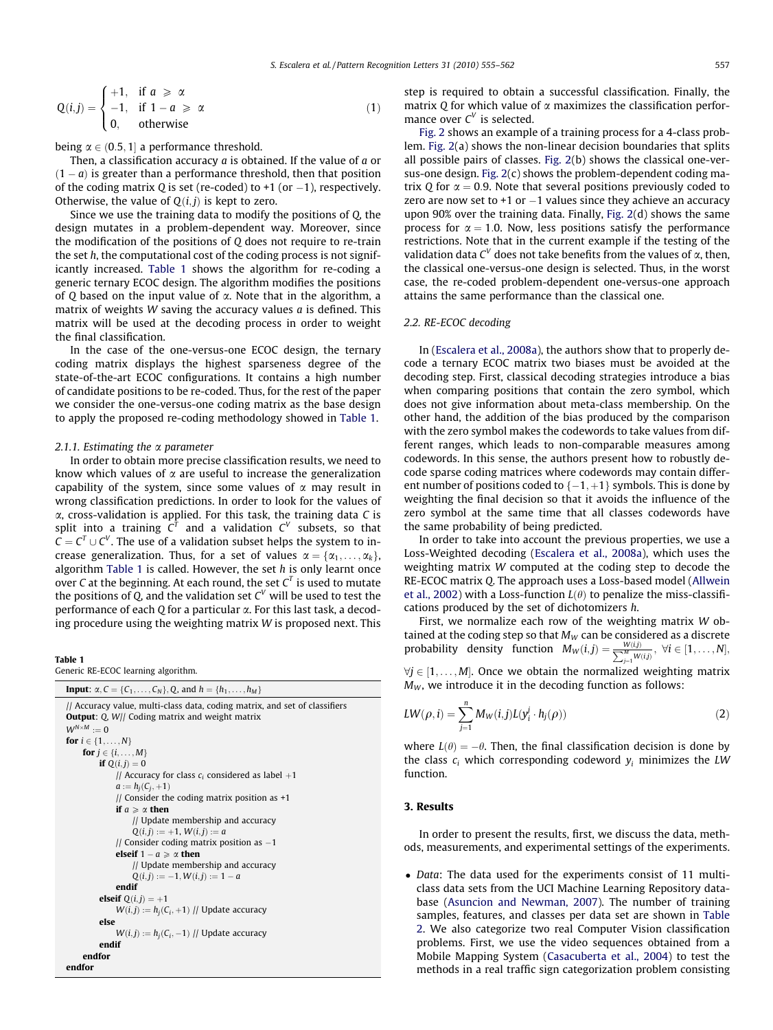$$Q(i,j) = \begin{cases} +1, & \text{if } a \geqslant \alpha \\ -1, & \text{if } 1-a \geqslant \alpha \\ 0, & \text{otherwise} \end{cases} \tag{1}$$

being $\alpha \in (0.5, 1]$ a performance threshold.

Then, a classification accuracy $a$ is obtained. If the value of $a$ or $(1-a)$ is greater than a performance threshold, then that position of the coding matrix $Q$ is set (re-coded) to +1 (or $-1$), respectively. Otherwise, the value of $Q(i,j)$ is kept to zero.

Since we use the training data to modify the positions of $Q$, the design mutates in a problem-dependent way. Moreover, since the modification of the positions of $Q$ does not require to re-train the set $h$, the computational cost of the coding process is not significantly increased. Table 1 shows the algorithm for re-coding a generic ternary ECOC design. The algorithm modifies the positions of $Q$ based on the input value of $\alpha$. Note that in the algorithm, a matrix of weights $W$ saving the accuracy values $a$ is defined. This matrix will be used at the decoding process in order to weight the final classification.

In the case of the one-versus-one ECOC design, the ternary coding matrix displays the highest sparseness degree of the state-of-the-art ECOC configurations. It contains a high number of candidate positions to be re-coded. Thus, for the rest of the paper we consider the one-versus-one coding matrix as the base design to apply the proposed re-coding methodology showed in Table 1.

#### 2.1.1. Estimating the $\alpha$ parameter

In order to obtain more precise classification results, we need to know which values of $\alpha$ are useful to increase the generalization capability of the system, since some values of $\alpha$ may result in wrong classification predictions. In order to look for the values of $\alpha$, cross-validation is applied. For this task, the training data $C$ is split into a training $C^T$ and a validation $C^V$ subsets, so that $C = C^T \cup C^V$. The use of a validation subset helps the system to increase generalization. Thus, for a set of values $\alpha = \{\alpha_1, \ldots, \alpha_k\}$, algorithm Table 1 is called. However, the set $h$ is only learnt once over $C$ at the beginning. At each round, the set $C^T$ is used to mutate the positions of $Q$, and the validation set $C^V$ will be used to test the performance of each $Q$ for a particular $\alpha$. For this last task, a decoding procedure using the weighting matrix $W$ is proposed next. This step is required to obtain a successful classification. Finally, the matrix $Q$ for which value of $\alpha$ maximizes the classification performance over $C^V$ is selected.

**Table 1**
Generic RE-ECOC learning algorithm.

```
Input: α, C = {C_1, ..., C_N}, Q, and h = {h_1, ..., h_M}
// Accuracy value, multi-class data, coding matrix, and set of classifiers
Output: Q, W // Coding matrix and weight matrix
W^{N×M} := 0
for i ∈ {1, ..., N}
    for j ∈ {i, ..., M}
        if Q(i,j) = 0
            // Accuracy for class c_i considered as label +1
            a := h_j(C_j, +1)
            // Consider the coding matrix position as +1
            if a ⩾ α then
                // Update membership and accuracy
                Q(i,j) := +1, W(i,j) := a
            // Consider coding matrix position as −1
            elseif 1 − a ⩾ α then
                // Update membership and accuracy
                Q(i,j) := −1, W(i,j) := 1 − a
            endif
        elseif Q(i,j) = +1
            W(i,j) := h_j(C_i, +1) // Update accuracy
        else
            W(i,j) := h_j(C_i, −1) // Update accuracy
        endif
    endfor
endfor
```

Fig. 2 shows an example of a training process for a 4-class problem. Fig. 2(a) shows the non-linear decision boundaries that splits all possible pairs of classes. Fig. 2(b) shows the classical one-versus-one design. Fig. 2(c) shows the problem-dependent coding matrix $Q$ for $\alpha = 0.9$. Note that several positions previously coded to zero are now set to +1 or $-1$ values since they achieve an accuracy upon 90% over the training data. Finally, Fig. 2(d) shows the same process for $\alpha = 1.0$. Now, less positions satisfy the performance restrictions. Note that in the current example if the testing of the validation data $C^V$ does not take benefits from the values of $\alpha$, then, the classical one-versus-one design is selected. Thus, in the worst case, the re-coded problem-dependent one-versus-one approach attains the same performance than the classical one.

### 2.2. RE-ECOC decoding

In (Escalera et al., 2008a), the authors show that to properly decode a ternary ECOC matrix two biases must be avoided at the decoding step. First, classical decoding strategies introduce a bias when comparing positions that contain the zero symbol, which does not give information about meta-class membership. On the other hand, the addition of the bias produced by the comparison with the zero symbol makes the codewords to take values from different ranges, which leads to non-comparable measures among codewords. In this sense, the authors present how to robustly decode sparse coding matrices where codewords may contain different number of positions coded to $\{-1, +1\}$ symbols. This is done by weighting the final decision so that it avoids the influence of the zero symbol at the same time that all classes codewords have the same probability of being predicted.

In order to take into account the previous properties, we use a Loss-Weighted decoding (Escalera et al., 2008a), which uses the weighting matrix $W$ computed at the coding step to decode the RE-ECOC matrix $Q$. The approach uses a Loss-based model (Allwein et al., 2002) with a Loss-function $L(\theta)$ to penalize the miss-classifications produced by the set of dichotomizers $h$.

First, we normalize each row of the weighting matrix $W$ obtained at the coding step so that $M_W$ can be considered as a discrete probability density function $M_W(i,j) = \frac{W(i,j)}{\sum_{j=1}^{M} W(i,j)}$, $\forall i \in [1, \ldots, N]$, $\forall j \in [1, \ldots, M]$. Once we obtain the normalized weighting matrix $M_W$, we introduce it in the decoding function as follows:

$$LW(\rho, i) = \sum_{j=1}^{n} M_W(i,j) L(y_i^j \cdot h_j(\rho)) \tag{2}$$

where $L(\theta) = -\theta$. Then, the final classification decision is done by the class $c_i$ which corresponding codeword $y_i$ minimizes the $LW$ function.

## 3. Results

In order to present the results, first, we discuss the data, methods, measurements, and experimental settings of the experiments.

- *Data*: The data used for the experiments consist of 11 multi-class data sets from the UCI Machine Learning Repository data-base (Asuncion and Newman, 2007). The number of training samples, features, and classes per data set are shown in Table 2. We also categorize two real Computer Vision classification problems. First, we use the video sequences obtained from a Mobile Mapping System (Casacuberta et al., 2004) to test the methods in a real traffic sign categorization problem consisting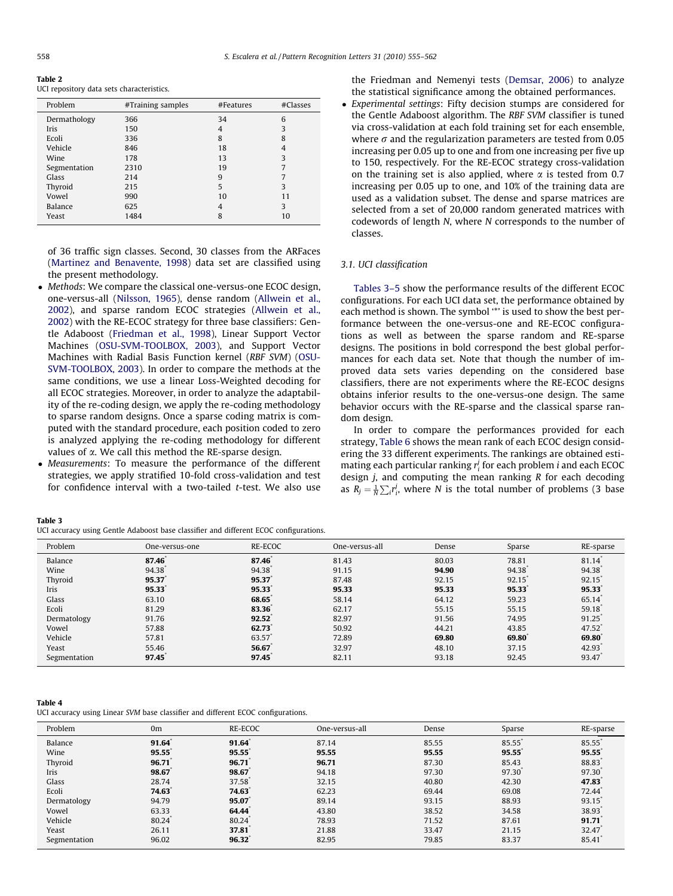**Table 2**
UCI repository data sets characteristics.

| Problem | #Training samples | #Features | #Classes |
|---|---|---|---|
| Dermathology | 366 | 34 | 6 |
| Iris | 150 | 4 | 3 |
| Ecoli | 336 | 8 | 8 |
| Vehicle | 846 | 18 | 4 |
| Wine | 178 | 13 | 3 |
| Segmentation | 2310 | 19 | 7 |
| Glass | 214 | 9 | 7 |
| Thyroid | 215 | 5 | 3 |
| Vowel | 990 | 10 | 11 |
| Balance | 625 | 4 | 3 |
| Yeast | 1484 | 8 | 10 |

of 36 traffic sign classes. Second, 30 classes from the ARFaces (Martinez and Benavente, 1998) data set are classified using the present methodology.

- *Methods*: We compare the classical one-versus-one ECOC design, one-versus-all (Nilsson, 1965), dense random (Allwein et al., 2002), and sparse random ECOC strategies (Allwein et al., 2002) with the RE-ECOC strategy for three base classifiers: Gentle Adaboost (Friedman et al., 1998), Linear Support Vector Machines (OSU-SVM-TOOLBOX, 2003), and Support Vector Machines with Radial Basis Function kernel (*RBF SVM*) (OSU-SVM-TOOLBOX, 2003). In order to compare the methods at the same conditions, we use a linear Loss-Weighted decoding for all ECOC strategies. Moreover, in order to analyze the adaptability of the re-coding design, we apply the re-coding methodology to sparse random designs. Once a sparse coding matrix is computed with the standard procedure, each position coded to zero is analyzed applying the re-coding methodology for different values of $\alpha$. We call this method the RE-sparse design.
- *Measurements*: To measure the performance of the different strategies, we apply stratified 10-fold cross-validation and test for confidence interval with a two-tailed *t*-test. We also use the Friedman and Nemenyi tests (Demsar, 2006) to analyze the statistical significance among the obtained performances.
- *Experimental settings*: Fifty decision stumps are considered for the Gentle Adaboost algorithm. The *RBF SVM* classifier is tuned via cross-validation at each fold training set for each ensemble, where $\sigma$ and the regularization parameters are tested from 0.05 increasing per 0.05 up to one and from one increasing per five up to 150, respectively. For the RE-ECOC strategy cross-validation on the training set is also applied, where $\alpha$ is tested from 0.7 increasing per 0.05 up to one, and 10% of the training data are used as a validation subset. The dense and sparse matrices are selected from a set of 20,000 random generated matrices with codewords of length *N*, where *N* corresponds to the number of classes.

### 3.1. UCI classification

Tables 3–5 show the performance results of the different ECOC configurations. For each UCI data set, the performance obtained by each method is shown. The symbol '*' is used to show the best performance between the one-versus-one and RE-ECOC configurations as well as between the sparse random and RE-sparse designs. The positions in bold correspond the best global performances for each data set. Note that though the number of improved data sets varies depending on the considered base classifiers, there are not experiments where the RE-ECOC designs obtains inferior results to the one-versus-one design. The same behavior occurs with the RE-sparse and the classical sparse random design.

In order to compare the performances provided for each strategy, Table 6 shows the mean rank of each ECOC design considering the 33 different experiments. The rankings are obtained estimating each particular ranking $r_i^j$ for each problem *i* and each ECOC design *j*, and computing the mean ranking *R* for each decoding as $R_j = \frac{1}{N}\sum_i r_i^j$, where *N* is the total number of problems (3 base

**Table 3**
UCI accuracy using Gentle Adaboost base classifier and different ECOC configurations.

| Problem | One-versus-one | RE-ECOC | One-versus-all | Dense | Sparse | RE-sparse |
|---|---|---|---|---|---|---|
| Balance | **87.46***  | **87.46*** | 81.43 | 80.03 | 78.81 | 81.14* |
| Wine | 94.38* | 94.38* | 91.15 | **94.90** | 94.38* | 94.38* |
| Thyroid | **95.37*** | **95.37*** | 87.48 | 92.15 | 92.15* | 92.15* |
| Iris | **95.33*** | **95.33*** | **95.33** | **95.33** | **95.33*** | **95.33*** |
| Glass | 63.10 | **68.65*** | 58.14 | 64.12 | 59.23 | 65.14* |
| Ecoli | 81.29 | **83.36*** | 62.17 | 55.15 | 55.15 | 59.18* |
| Dermatology | 91.76 | **92.52*** | 82.97 | 91.56 | 74.95 | 91.25* |
| Vowel | 57.88 | **62.73*** | 50.92 | 44.21 | 43.85 | 47.52* |
| Vehicle | 57.81 | 63.57* | 72.89 | **69.80** | **69.80*** | **69.80*** |
| Yeast | 55.46 | **56.67*** | 32.97 | 48.10 | 37.15 | 42.93* |
| Segmentation | **97.45*** | **97.45*** | 82.11 | 93.18 | 92.45 | 93.47* |

**Table 4**
UCI accuracy using Linear *SVM* base classifier and different ECOC configurations.

| Problem | 0m | RE-ECOC | One-versus-all | Dense | Sparse | RE-sparse |
|---|---|---|---|---|---|---|
| Balance | **91.64*** | **91.64*** | 87.14 | 85.55 | 85.55* | 85.55* |
| Wine | **95.55*** | **95.55*** | **95.55** | **95.55** | **95.55*** | **95.55*** |
| Thyroid | **96.71*** | **96.71*** | **96.71** | 87.30 | 85.43 | 88.83* |
| Iris | **98.67*** | **98.67*** | 94.18 | 97.30 | 97.30* | 97.30* |
| Glass | 28.74 | 37.58* | 32.15 | 40.80 | 42.30 | **47.83*** |
| Ecoli | **74.63*** | **74.63*** | 62.23 | 69.44 | 69.08 | 72.44* |
| Dermatology | 94.79 | **95.07*** | 89.14 | 93.15 | 88.93 | 93.15* |
| Vowel | 63.33 | **64.44*** | 43.80 | 38.52 | 34.58 | 38.93* |
| Vehicle | 80.24* | 80.24* | 78.93 | 71.52 | 87.61 | **91.71*** |
| Yeast | 26.11 | **37.81*** | 21.88 | 33.47 | 21.15 | 32.47* |
| Segmentation | 96.02 | **96.32*** | 82.95 | 79.85 | 83.37 | 85.41* |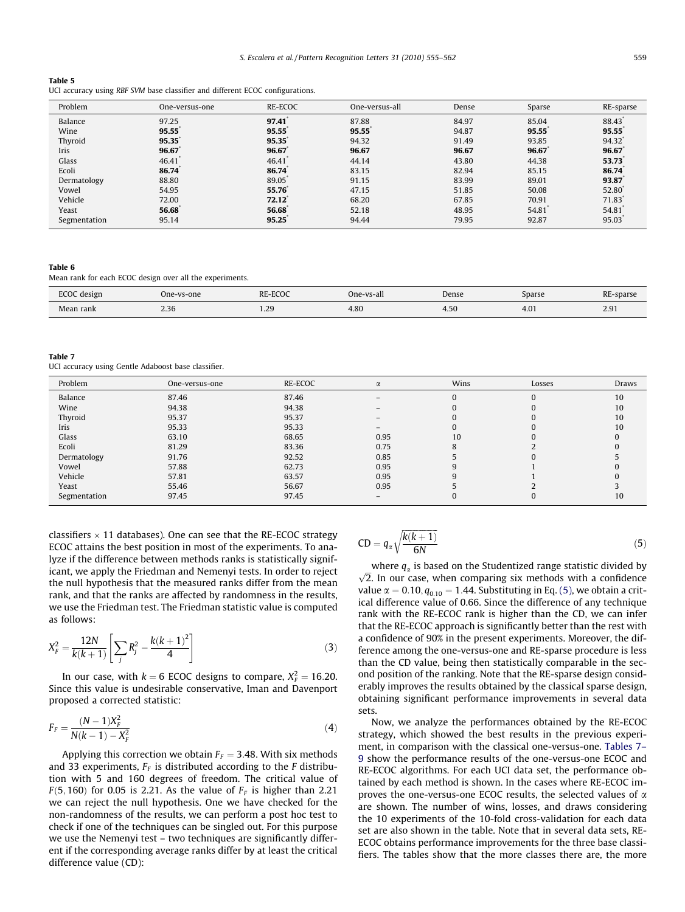**Table 5**
UCI accuracy using *RBF SVM* base classifier and different ECOC configurations.

| Problem | One-versus-one | RE-ECOC | One-versus-all | Dense | Sparse | RE-sparse |
|---|---|---|---|---|---|---|
| Balance | 97.25 | **97.41*** | 87.88 | 84.97 | 85.04 | 88.43* |
| Wine | **95.55*** | **95.55*** | **95.55*** | 94.87 | **95.55*** | **95.55*** |
| Thyroid | **95.35*** | **95.35*** | 94.32 | 91.49 | 93.85 | 94.32* |
| Iris | **96.67*** | **96.67*** | **96.67** | **96.67** | **96.67*** | **96.67*** |
| Glass | 46.41* | 46.41* | 44.14 | 43.80 | 44.38 | **53.73*** |
| Ecoli | **86.74*** | **86.74*** | 83.15 | 82.94 | 85.15 | **86.74*** |
| Dermatology | 88.80 | 89.05* | 91.15 | 83.99 | 89.01 | **93.87*** |
| Vowel | 54.95 | **55.76*** | 47.15 | 51.85 | 50.08 | 52.80* |
| Vehicle | 72.00 | **72.12*** | 68.20 | 67.85 | 70.91 | 71.83* |
| Yeast | **56.68*** | **56.68*** | 52.18 | 48.95 | 54.81* | 54.81* |
| Segmentation | 95.14 | **95.25*** | 94.44 | 79.95 | 92.87 | 95.03* |

**Table 6**
Mean rank for each ECOC design over all the experiments.

| ECOC design | One-vs-one | RE-ECOC | One-vs-all | Dense | Sparse | RE-sparse |
|---|---|---|---|---|---|---|
| Mean rank | 2.36 | 1.29 | 4.80 | 4.50 | 4.01 | 2.91 |

**Table 7**
UCI accuracy using Gentle Adaboost base classifier.

| Problem | One-versus-one | RE-ECOC | $\alpha$ | Wins | Losses | Draws |
|---|---|---|---|---|---|---|
| Balance | 87.46 | 87.46 | – | 0 | 0 | 10 |
| Wine | 94.38 | 94.38 | – | 0 | 0 | 10 |
| Thyroid | 95.37 | 95.37 | – | 0 | 0 | 10 |
| Iris | 95.33 | 95.33 | – | 0 | 0 | 10 |
| Glass | 63.10 | 68.65 | 0.95 | 10 | 0 | 0 |
| Ecoli | 81.29 | 83.36 | 0.75 | 8 | 2 | 0 |
| Dermatology | 91.76 | 92.52 | 0.85 | 5 | 0 | 5 |
| Vowel | 57.88 | 62.73 | 0.95 | 9 | 1 | 0 |
| Vehicle | 57.81 | 63.57 | 0.95 | 9 | 1 | 0 |
| Yeast | 55.46 | 56.67 | 0.95 | 5 | 2 | 3 |
| Segmentation | 97.45 | 97.45 | – | 0 | 0 | 10 |

classifiers $\times$ 11 databases). One can see that the RE-ECOC strategy ECOC attains the best position in most of the experiments. To analyze if the difference between methods ranks is statistically significant, we apply the Friedman and Nemenyi tests. In order to reject the null hypothesis that the measured ranks differ from the mean rank, and that the ranks are affected by randomness in the results, we use the Friedman test. The Friedman statistic value is computed as follows:

$$X_F^2 = \frac{12N}{k(k+1)}\left[\sum_j R_j^2 - \frac{k(k+1)^2}{4}\right] \quad (3)$$

In our case, with $k = 6$ ECOC designs to compare, $X_F^2 = 16.20$. Since this value is undesirable conservative, Iman and Davenport proposed a corrected statistic:

$$F_F = \frac{(N-1)X_F^2}{N(k-1) - X_F^2} \quad (4)$$

Applying this correction we obtain $F_F = 3.48$. With six methods and 33 experiments, $F_F$ is distributed according to the $F$ distribution with 5 and 160 degrees of freedom. The critical value of $F(5, 160)$ for 0.05 is 2.21. As the value of $F_F$ is higher than 2.21 we can reject the null hypothesis. One we have checked for the non-randomness of the results, we can perform a post hoc test to check if one of the techniques can be singled out. For this purpose we use the Nemenyi test – two techniques are significantly different if the corresponding average ranks differ by at least the critical difference value (CD):

$$\text{CD} = q_\alpha\sqrt{\frac{k(k+1)}{6N}} \quad (5)$$

where $q_\alpha$ is based on the Studentized range statistic divided by $\sqrt{2}$. In our case, when comparing six methods with a confidence value $\alpha = 0.10, q_{0.10} = 1.44$. Substituting in Eq. (5), we obtain a critical difference value of 0.66. Since the difference of any technique rank with the RE-ECOC rank is higher than the CD, we can infer that the RE-ECOC approach is significantly better than the rest with a confidence of 90% in the present experiments. Moreover, the difference among the one-versus-one and RE-sparse procedure is less than the CD value, being then statistically comparable in the second position of the ranking. Note that the RE-sparse design considerably improves the results obtained by the classical sparse design, obtaining significant performance improvements in several data sets.

Now, we analyze the performances obtained by the RE-ECOC strategy, which showed the best results in the previous experiment, in comparison with the classical one-versus-one. Tables 7–9 show the performance results of the one-versus-one ECOC and RE-ECOC algorithms. For each UCI data set, the performance obtained by each method is shown. In the cases where RE-ECOC improves the one-versus-one ECOC results, the selected values of $\alpha$ are shown. The number of wins, losses, and draws considering the 10 experiments of the 10-fold cross-validation for each data set are also shown in the table. Note that in several data sets, RE-ECOC obtains performance improvements for the three base classifiers. The tables show that the more classes there are, the more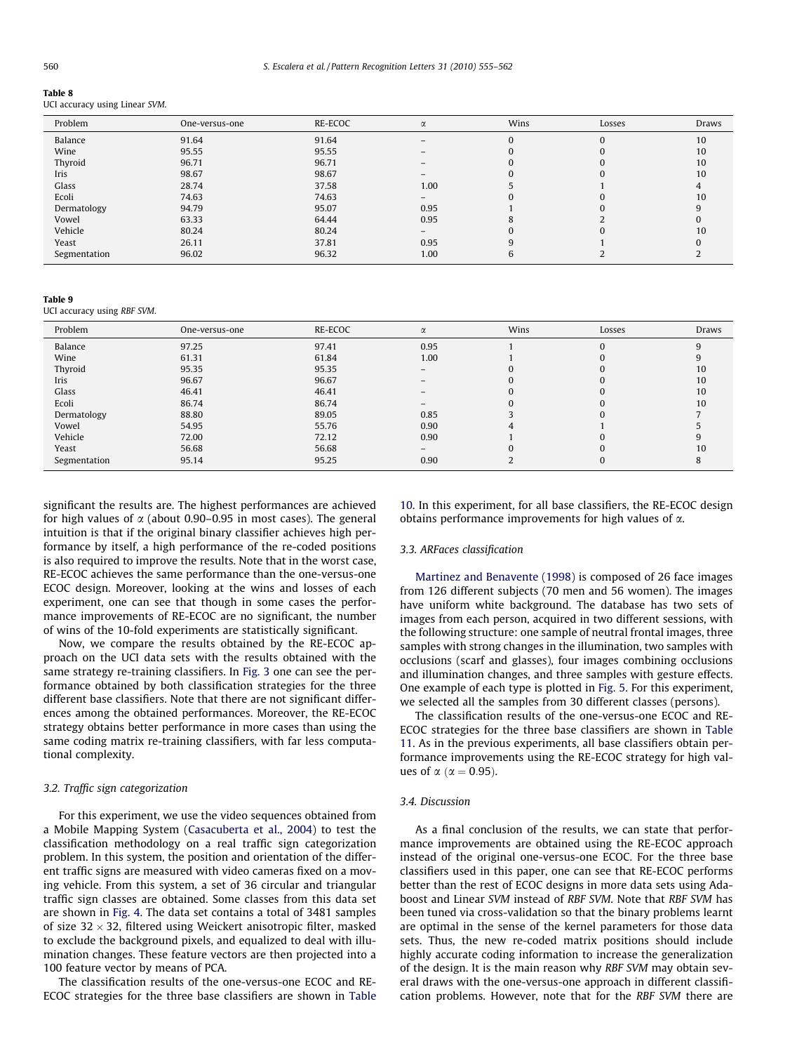**Table 8**
UCI accuracy using Linear *SVM*.

| Problem | One-versus-one | RE-ECOC | $\alpha$ | Wins | Losses | Draws |
|---|---|---|---|---|---|---|
| Balance | 91.64 | 91.64 | – | 0 | 0 | 10 |
| Wine | 95.55 | 95.55 | – | 0 | 0 | 10 |
| Thyroid | 96.71 | 96.71 | – | 0 | 0 | 10 |
| Iris | 98.67 | 98.67 | – | 0 | 0 | 10 |
| Glass | 28.74 | 37.58 | 1.00 | 5 | 1 | 4 |
| Ecoli | 74.63 | 74.63 | – | 0 | 0 | 10 |
| Dermatology | 94.79 | 95.07 | 0.95 | 1 | 0 | 9 |
| Vowel | 63.33 | 64.44 | 0.95 | 8 | 2 | 0 |
| Vehicle | 80.24 | 80.24 | – | 0 | 0 | 10 |
| Yeast | 26.11 | 37.81 | 0.95 | 9 | 1 | 0 |
| Segmentation | 96.02 | 96.32 | 1.00 | 6 | 2 | 2 |

**Table 9**
UCI accuracy using *RBF SVM*.

| Problem | One-versus-one | RE-ECOC | $\alpha$ | Wins | Losses | Draws |
|---|---|---|---|---|---|---|
| Balance | 97.25 | 97.41 | 0.95 | 1 | 0 | 9 |
| Wine | 61.31 | 61.84 | 1.00 | 1 | 0 | 9 |
| Thyroid | 95.35 | 95.35 | – | 0 | 0 | 10 |
| Iris | 96.67 | 96.67 | – | 0 | 0 | 10 |
| Glass | 46.41 | 46.41 | – | 0 | 0 | 10 |
| Ecoli | 86.74 | 86.74 | – | 0 | 0 | 10 |
| Dermatology | 88.80 | 89.05 | 0.85 | 3 | 0 | 7 |
| Vowel | 54.95 | 55.76 | 0.90 | 4 | 1 | 5 |
| Vehicle | 72.00 | 72.12 | 0.90 | 1 | 0 | 9 |
| Yeast | 56.68 | 56.68 | – | 0 | 0 | 10 |
| Segmentation | 95.14 | 95.25 | 0.90 | 2 | 0 | 8 |

significant the results are. The highest performances are achieved for high values of $\alpha$ (about 0.90–0.95 in most cases). The general intuition is that if the original binary classifier achieves high performance by itself, a high performance of the re-coded positions is also required to improve the results. Note that in the worst case, RE-ECOC achieves the same performance than the one-versus-one ECOC design. Moreover, looking at the wins and losses of each experiment, one can see that though in some cases the performance improvements of RE-ECOC are no significant, the number of wins of the 10-fold experiments are statistically significant.

Now, we compare the results obtained by the RE-ECOC approach on the UCI data sets with the results obtained with the same strategy re-training classifiers. In Fig. 3 one can see the performance obtained by both classification strategies for the three different base classifiers. Note that there are not significant differences among the obtained performances. Moreover, the RE-ECOC strategy obtains better performance in more cases than using the same coding matrix re-training classifiers, with far less computational complexity.

### 3.2. Traffic sign categorization

For this experiment, we use the video sequences obtained from a Mobile Mapping System (Casacuberta et al., 2004) to test the classification methodology on a real traffic sign categorization problem. In this system, the position and orientation of the different traffic signs are measured with video cameras fixed on a moving vehicle. From this system, a set of 36 circular and triangular traffic sign classes are obtained. Some classes from this data set are shown in Fig. 4. The data set contains a total of 3481 samples of size $32 \times 32$, filtered using Weickert anisotropic filter, masked to exclude the background pixels, and equalized to deal with illumination changes. These feature vectors are then projected into a 100 feature vector by means of PCA.

The classification results of the one-versus-one ECOC and RE-ECOC strategies for the three base classifiers are shown in Table 10. In this experiment, for all base classifiers, the RE-ECOC design obtains performance improvements for high values of $\alpha$.

### 3.3. ARFaces classification

Martinez and Benavente (1998) is composed of 26 face images from 126 different subjects (70 men and 56 women). The images have uniform white background. The database has two sets of images from each person, acquired in two different sessions, with the following structure: one sample of neutral frontal images, three samples with strong changes in the illumination, two samples with occlusions (scarf and glasses), four images combining occlusions and illumination changes, and three samples with gesture effects. One example of each type is plotted in Fig. 5. For this experiment, we selected all the samples from 30 different classes (persons).

The classification results of the one-versus-one ECOC and RE-ECOC strategies for the three base classifiers are shown in Table 11. As in the previous experiments, all base classifiers obtain performance improvements using the RE-ECOC strategy for high values of $\alpha$ ($\alpha = 0.95$).

### 3.4. Discussion

As a final conclusion of the results, we can state that performance improvements are obtained using the RE-ECOC approach instead of the original one-versus-one ECOC. For the three base classifiers used in this paper, one can see that RE-ECOC performs better than the rest of ECOC designs in more data sets using Adaboost and Linear *SVM* instead of *RBF SVM*. Note that *RBF SVM* has been tuned via cross-validation so that the binary problems learnt are optimal in the sense of the kernel parameters for those data sets. Thus, the new re-coded matrix positions should include highly accurate coding information to increase the generalization of the design. It is the main reason why *RBF SVM* may obtain several draws with the one-versus-one approach in different classification problems. However, note that for the *RBF SVM* there are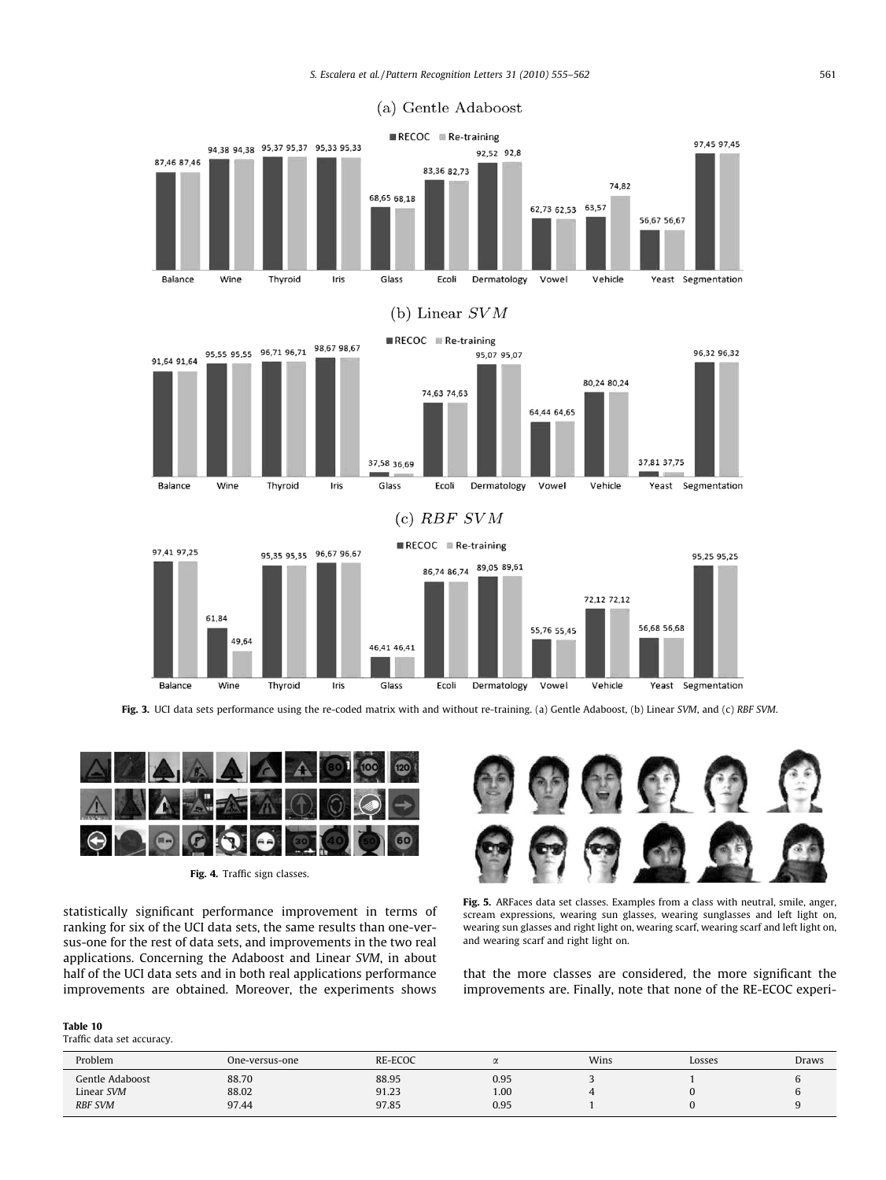**Fig. 3.** UCI data sets performance using the re-coded matrix with and without re-training. (a) Gentle Adaboost, (b) Linear *SVM*, and (c) *RBF SVM*.

**Fig. 4.** Traffic sign classes.

**Fig. 5.** ARFaces data set classes. Examples from a class with neutral, smile, anger, scream expressions, wearing sun glasses, wearing sunglasses and left light on, wearing sun glasses and right light on, wearing scarf, wearing scarf and left light on, and wearing scarf and right light on.

statistically significant performance improvement in terms of ranking for six of the UCI data sets, the same results than one-versus-one for the rest of data sets, and improvements in the two real applications. Concerning the Adaboost and Linear *SVM*, in about half of the UCI data sets and in both real applications performance improvements are obtained. Moreover, the experiments shows that the more classes are considered, the more significant the improvements are. Finally, note that none of the RE-ECOC experi-

**Table 10**
Traffic data set accuracy.

| Problem | One-versus-one | RE-ECOC | $\alpha$ | Wins | Losses | Draws |
|---|---|---|---|---|---|---|
| Gentle Adaboost | 88.70 | 88.95 | 0.95 | 3 | 1 | 6 |
| Linear *SVM* | 88.02 | 91.23 | 1.00 | 4 | 0 | 6 |
| *RBF SVM* | 97.44 | 97.85 | 0.95 | 1 | 0 | 9 |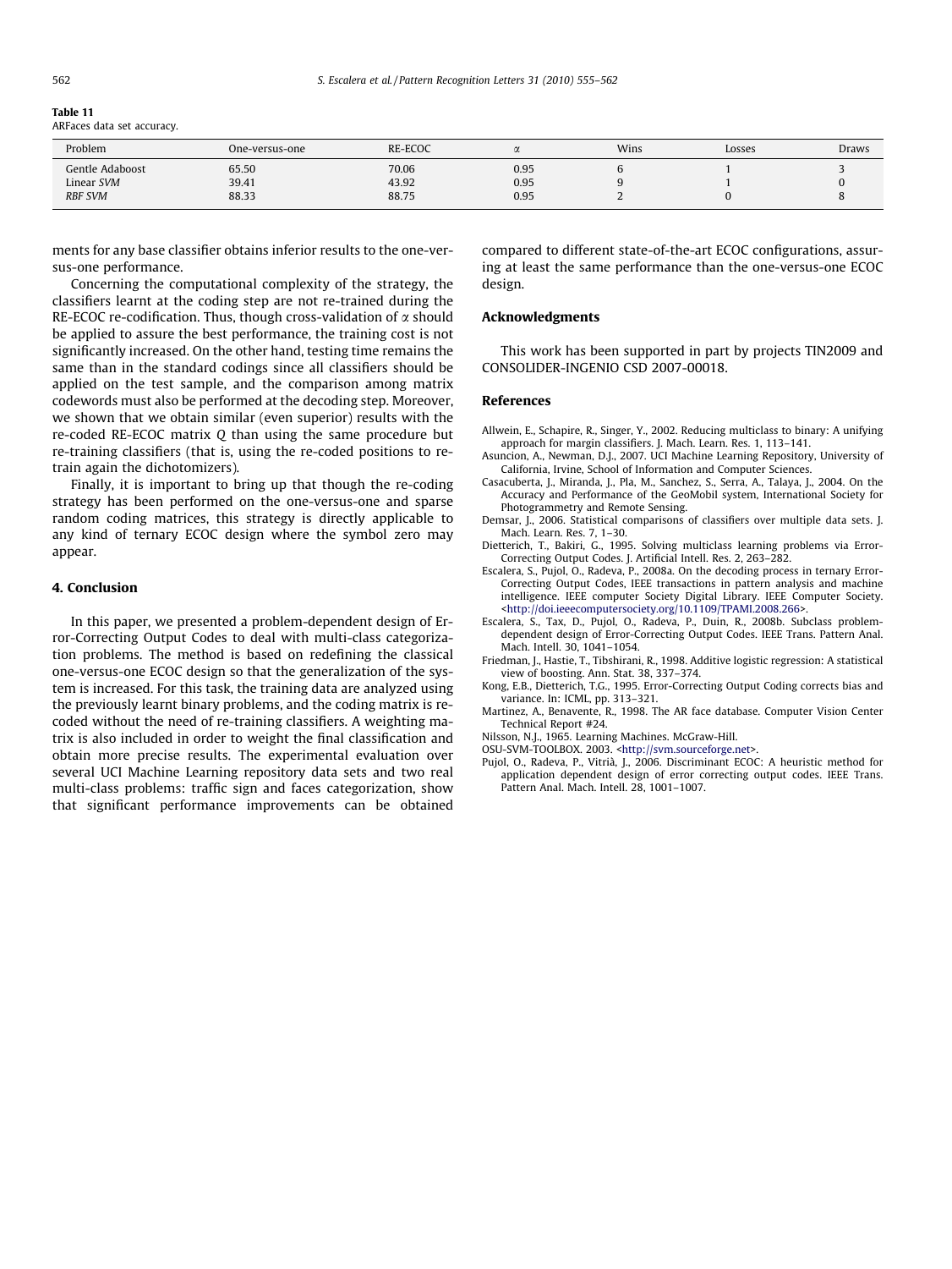**Table 11**
ARFaces data set accuracy.

| Problem | One-versus-one | RE-ECOC | $\alpha$ | Wins | Losses | Draws |
|---|---|---|---|---|---|---|
| Gentle Adaboost | 65.50 | 70.06 | 0.95 | 6 | 1 | 3 |
| Linear *SVM* | 39.41 | 43.92 | 0.95 | 9 | 1 | 0 |
| *RBF SVM* | 88.33 | 88.75 | 0.95 | 2 | 0 | 8 |

ments for any base classifier obtains inferior results to the one-versus-one performance.

Concerning the computational complexity of the strategy, the classifiers learnt at the coding step are not re-trained during the RE-ECOC re-codification. Thus, though cross-validation of $\alpha$ should be applied to assure the best performance, the training cost is not significantly increased. On the other hand, testing time remains the same than in the standard codings since all classifiers should be applied on the test sample, and the comparison among matrix codewords must also be performed at the decoding step. Moreover, we shown that we obtain similar (even superior) results with the re-coded RE-ECOC matrix $Q$ than using the same procedure but re-training classifiers (that is, using the re-coded positions to re-train again the dichotomizers).

Finally, it is important to bring up that though the re-coding strategy has been performed on the one-versus-one and sparse random coding matrices, this strategy is directly applicable to any kind of ternary ECOC design where the symbol zero may appear.

## 4. Conclusion

In this paper, we presented a problem-dependent design of Error-Correcting Output Codes to deal with multi-class categorization problems. The method is based on redefining the classical one-versus-one ECOC design so that the generalization of the system is increased. For this task, the training data are analyzed using the previously learnt binary problems, and the coding matrix is re-coded without the need of re-training classifiers. A weighting matrix is also included in order to weight the final classification and obtain more precise results. The experimental evaluation over several UCI Machine Learning repository data sets and two real multi-class problems: traffic sign and faces categorization, show that significant performance improvements can be obtained compared to different state-of-the-art ECOC configurations, assuring at least the same performance than the one-versus-one ECOC design.

## Acknowledgments

This work has been supported in part by projects TIN2009 and CONSOLIDER-INGENIO CSD 2007-00018.

## References

Allwein, E., Schapire, R., Singer, Y., 2002. Reducing multiclass to binary: A unifying approach for margin classifiers. J. Mach. Learn. Res. 1, 113–141.

Asuncion, A., Newman, D.J., 2007. UCI Machine Learning Repository, University of California, Irvine, School of Information and Computer Sciences.

Casacuberta, J., Miranda, J., Pla, M., Sanchez, S., Serra, A., Talaya, J., 2004. On the Accuracy and Performance of the GeoMobil system, International Society for Photogrammetry and Remote Sensing.

Demsar, J., 2006. Statistical comparisons of classifiers over multiple data sets. J. Mach. Learn. Res. 7, 1–30.

Dietterich, T., Bakiri, G., 1995. Solving multiclass learning problems via Error-Correcting Output Codes. J. Artificial Intell. Res. 2, 263–282.

Escalera, S., Pujol, O., Radeva, P., 2008a. On the decoding process in ternary Error-Correcting Output Codes, IEEE transactions in pattern analysis and machine intelligence. IEEE computer Society Digital Library. IEEE Computer Society. <http://doi.ieeecomputersociety.org/10.1109/TPAMI.2008.266>.

Escalera, S., Tax, D., Pujol, O., Radeva, P., Duin, R., 2008b. Subclass problem-dependent design of Error-Correcting Output Codes. IEEE Trans. Pattern Anal. Mach. Intell. 30, 1041–1054.

Friedman, J., Hastie, T., Tibshirani, R., 1998. Additive logistic regression: A statistical view of boosting. Ann. Stat. 38, 337–374.

Kong, E.B., Dietterich, T.G., 1995. Error-correcting output coding corrects bias and variance. In: ICML, pp. 313–321.

Martinez, A., Benavente, R., 1998. The AR face database. Computer Vision Center Technical Report #24.

Nilsson, N.J., 1965. Learning Machines. McGraw-Hill.

OSU-SVM-TOOLBOX. 2003. <http://svm.sourceforge.net>.

Pujol, O., Radeva, P., Vitrià, J., 2006. Discriminant ECOC: A heuristic method for application dependent design of error correcting output codes. IEEE Trans. Pattern Anal. Mach. Intell. 28, 1001–1007.